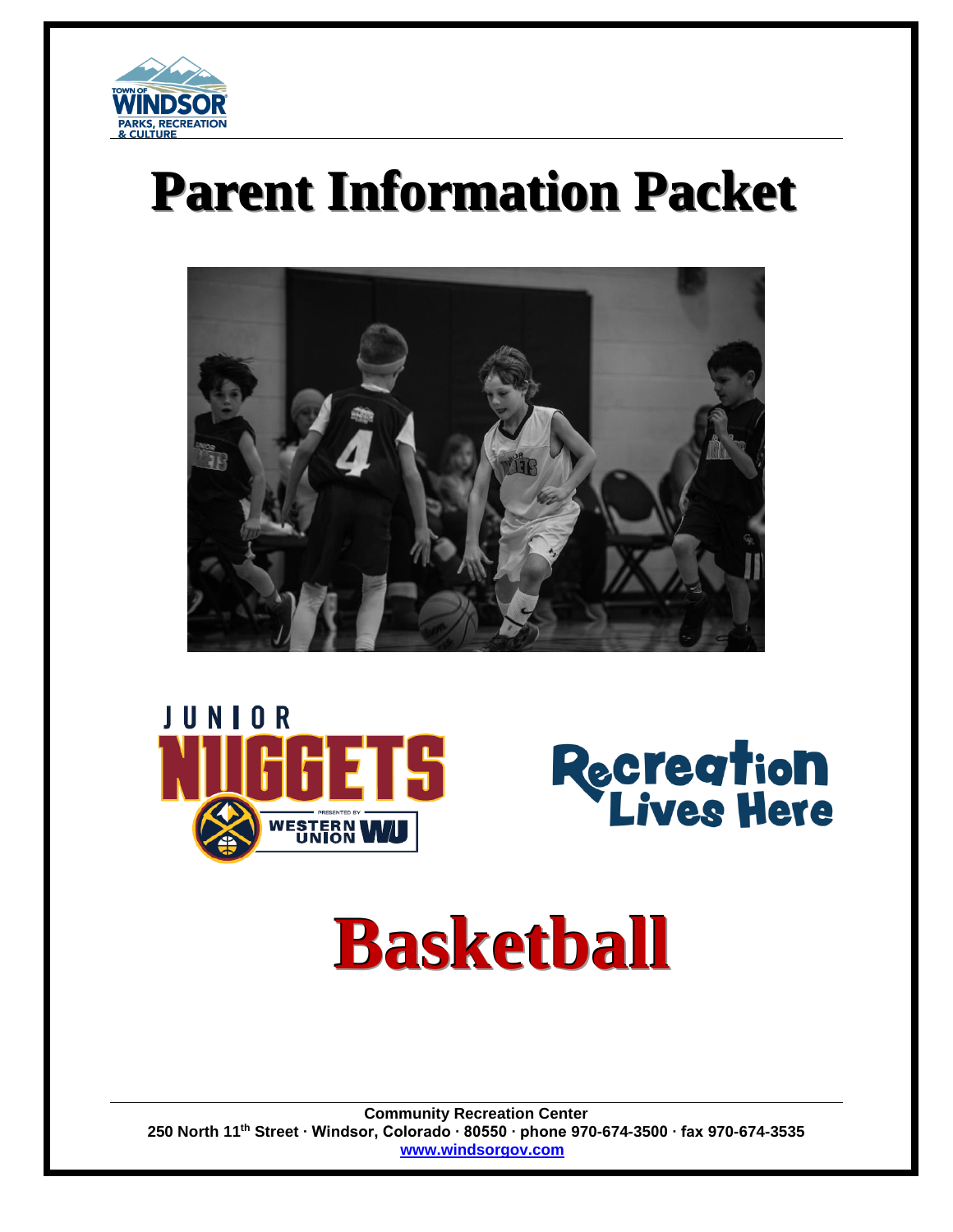# Parent Information Packet

# Basketball

**Community Recreation Center**
**250 North 11th Street · Windsor, Colorado · 80550 · phone 970-674-3500 · fax 970-674-3535**
**www.windsorgov.com**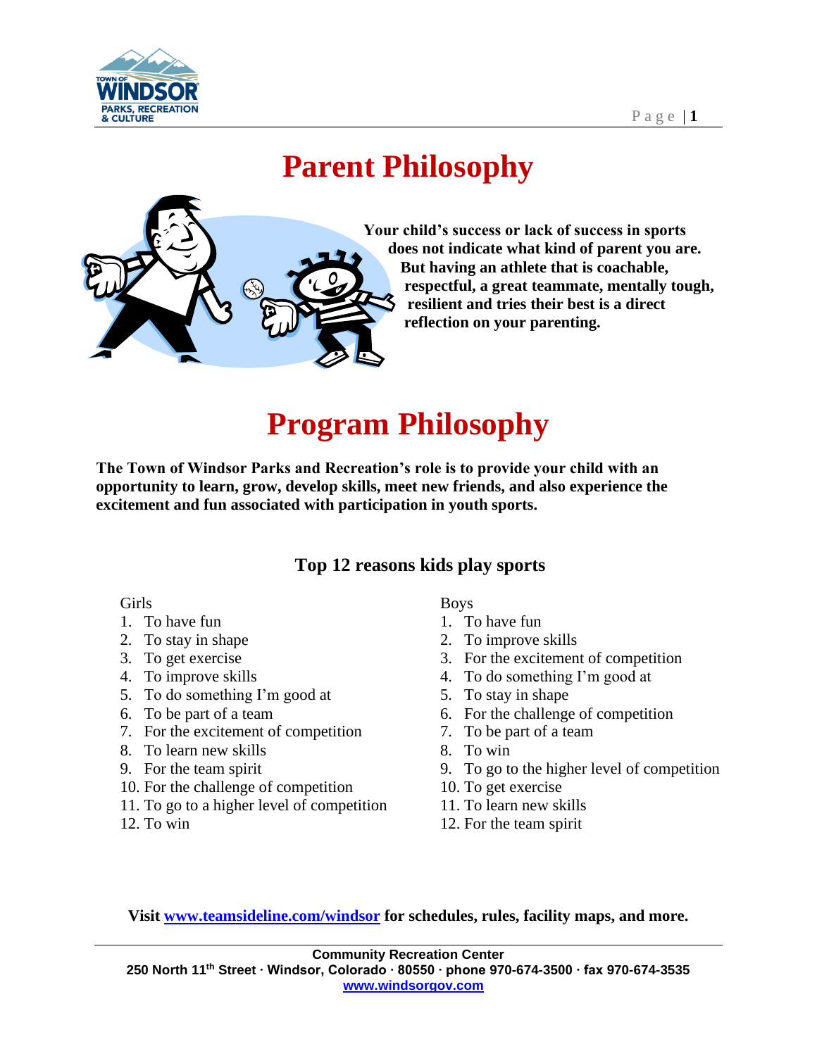# Parent Philosophy

**Your child's success or lack of success in sports does not indicate what kind of parent you are. But having an athlete that is coachable, respectful, a great teammate, mentally tough, resilient and tries their best is a direct reflection on your parenting.**

# Program Philosophy

**The Town of Windsor Parks and Recreation's role is to provide your child with an opportunity to learn, grow, develop skills, meet new friends, and also experience the excitement and fun associated with participation in youth sports.**

### Top 12 reasons kids play sports

Girls

1. To have fun
2. To stay in shape
3. To get exercise
4. To improve skills
5. To do something I'm good at
6. To be part of a team
7. For the excitement of competition
8. To learn new skills
9. For the team spirit
10. For the challenge of competition
11. To go to a higher level of competition
12. To win

Boys

1. To have fun
2. To improve skills
3. For the excitement of competition
4. To do something I'm good at
5. To stay in shape
6. For the challenge of competition
7. To be part of a team
8. To win
9. To go to the higher level of competition
10. To get exercise
11. To learn new skills
12. For the team spirit

**Visit [www.teamsideline.com/windsor](http://www.teamsideline.com/windsor) for schedules, rules, facility maps, and more.**

**Community Recreation Center**
**250 North 11th Street · Windsor, Colorado · 80550 · phone 970-674-3500 · fax 970-674-3535**
**[www.windsorgov.com](http://www.windsorgov.com)**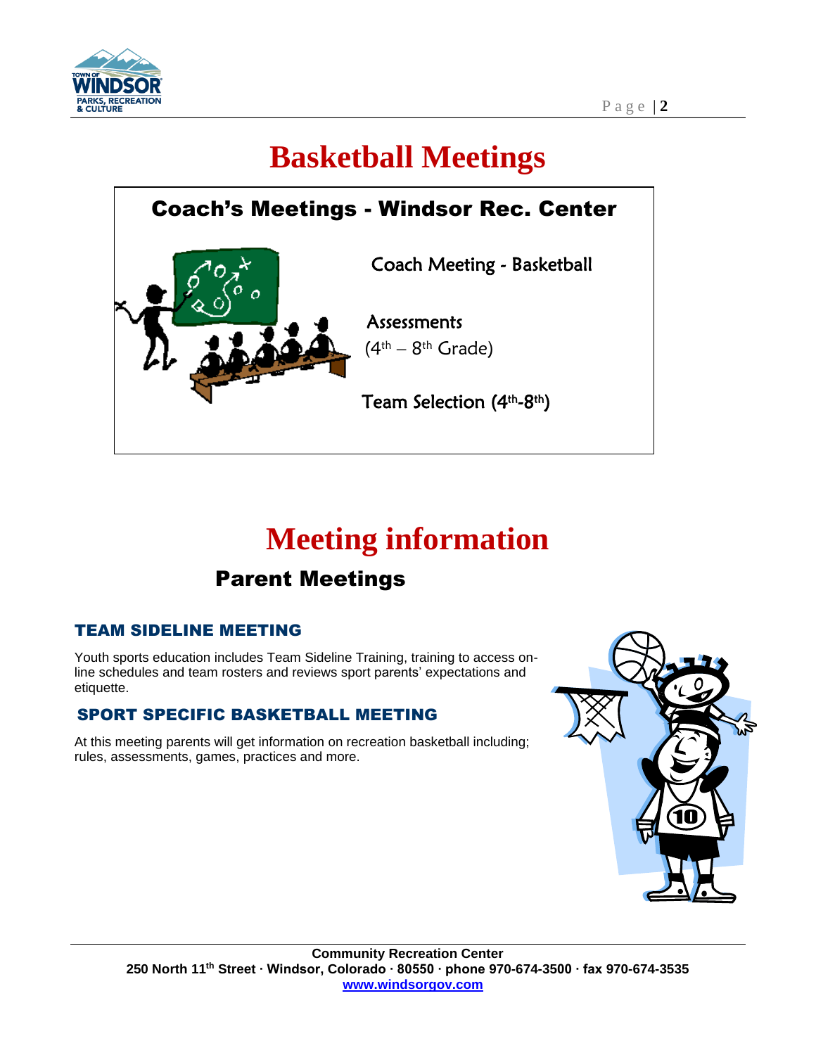# Basketball Meetings

## Coach's Meetings - Windsor Rec. Center

Coach Meeting - Basketball

Assessments
(4th – 8th Grade)

Team Selection (4th-8th)

# Meeting information

## Parent Meetings

### TEAM SIDELINE MEETING

Youth sports education includes Team Sideline Training, training to access on-line schedules and team rosters and reviews sport parents' expectations and etiquette.

### SPORT SPECIFIC BASKETBALL MEETING

At this meeting parents will get information on recreation basketball including; rules, assessments, games, practices and more.

**Community Recreation Center**
**250 North 11th Street · Windsor, Colorado · 80550 · phone 970-674-3500 · fax 970-674-3535**
**www.windsorgov.com**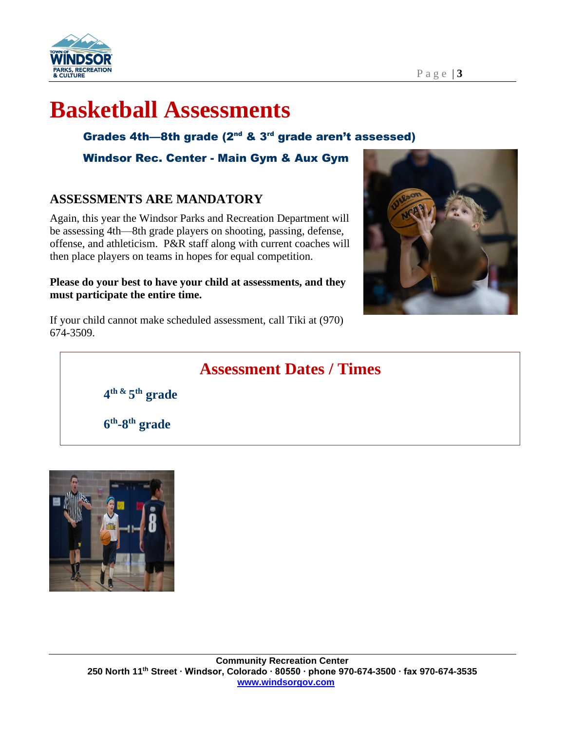# Basketball Assessments

**Grades 4th—8th grade (2nd & 3rd grade aren't assessed)**

**Windsor Rec. Center - Main Gym & Aux Gym**

## ASSESSMENTS ARE MANDATORY

Again, this year the Windsor Parks and Recreation Department will be assessing 4th—8th grade players on shooting, passing, defense, offense, and athleticism. P&R staff along with current coaches will then place players on teams in hopes for equal competition.

**Please do your best to have your child at assessments, and they must participate the entire time.**

If your child cannot make scheduled assessment, call Tiki at (970) 674-3509.

## Assessment Dates / Times

**4th & 5th grade**

**6th-8th grade**

**Community Recreation Center**
**250 North 11th Street · Windsor, Colorado · 80550 · phone 970-674-3500 · fax 970-674-3535**
**www.windsorgov.com**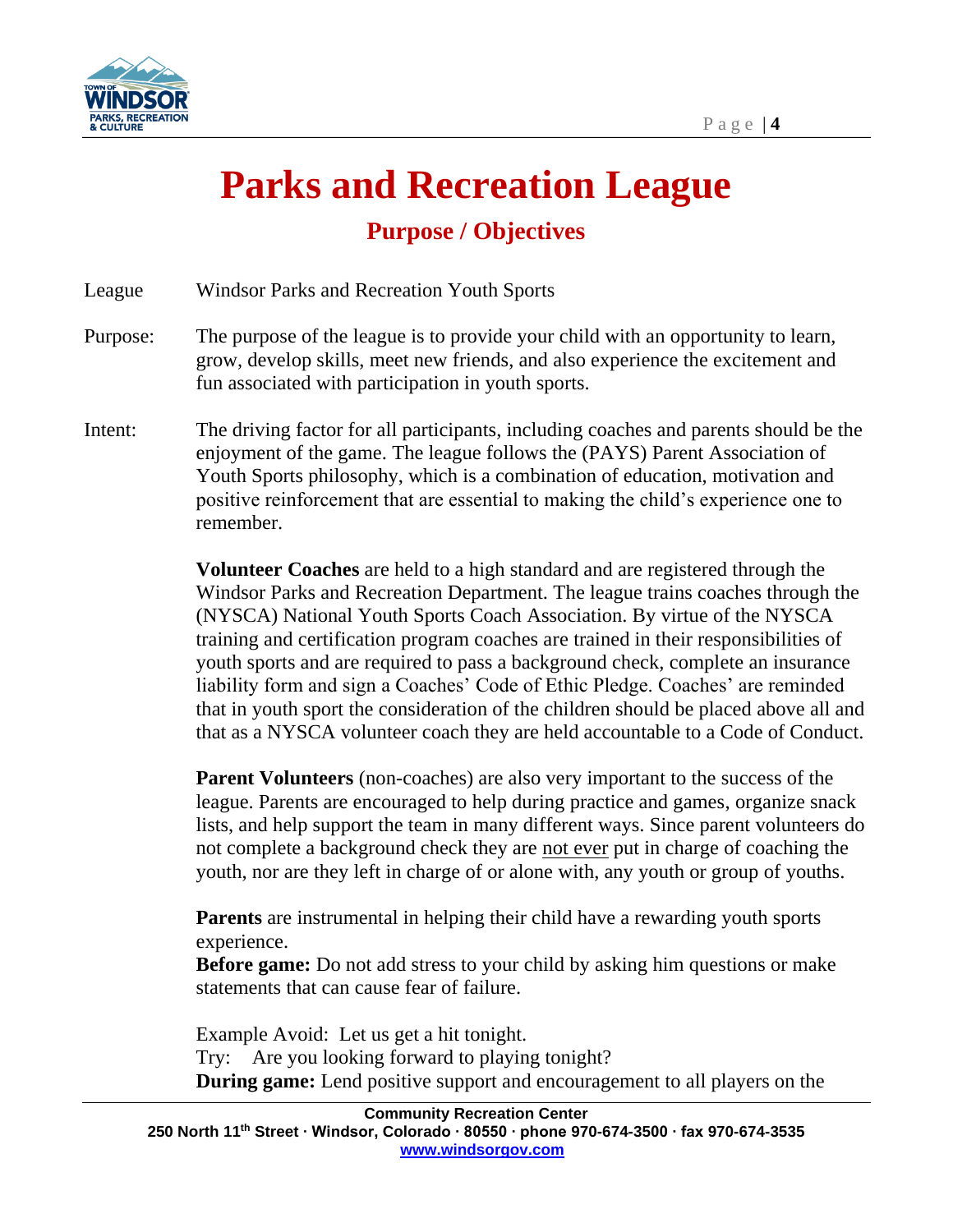# Parks and Recreation League

## Purpose / Objectives

League Windsor Parks and Recreation Youth Sports

Purpose: The purpose of the league is to provide your child with an opportunity to learn, grow, develop skills, meet new friends, and also experience the excitement and fun associated with participation in youth sports.

Intent: The driving factor for all participants, including coaches and parents should be the enjoyment of the game. The league follows the (PAYS) Parent Association of Youth Sports philosophy, which is a combination of education, motivation and positive reinforcement that are essential to making the child's experience one to remember.

**Volunteer Coaches** are held to a high standard and are registered through the Windsor Parks and Recreation Department. The league trains coaches through the (NYSCA) National Youth Sports Coach Association. By virtue of the NYSCA training and certification program coaches are trained in their responsibilities of youth sports and are required to pass a background check, complete an insurance liability form and sign a Coaches' Code of Ethic Pledge. Coaches' are reminded that in youth sport the consideration of the children should be placed above all and that as a NYSCA volunteer coach they are held accountable to a Code of Conduct.

**Parent Volunteers** (non-coaches) are also very important to the success of the league. Parents are encouraged to help during practice and games, organize snack lists, and help support the team in many different ways. Since parent volunteers do not complete a background check they are <u>not ever</u> put in charge of coaching the youth, nor are they left in charge of or alone with, any youth or group of youths.

**Parents** are instrumental in helping their child have a rewarding youth sports experience.
**Before game:** Do not add stress to your child by asking him questions or make statements that can cause fear of failure.

Example Avoid: Let us get a hit tonight.
Try: Are you looking forward to playing tonight?
**During game:** Lend positive support and encouragement to all players on the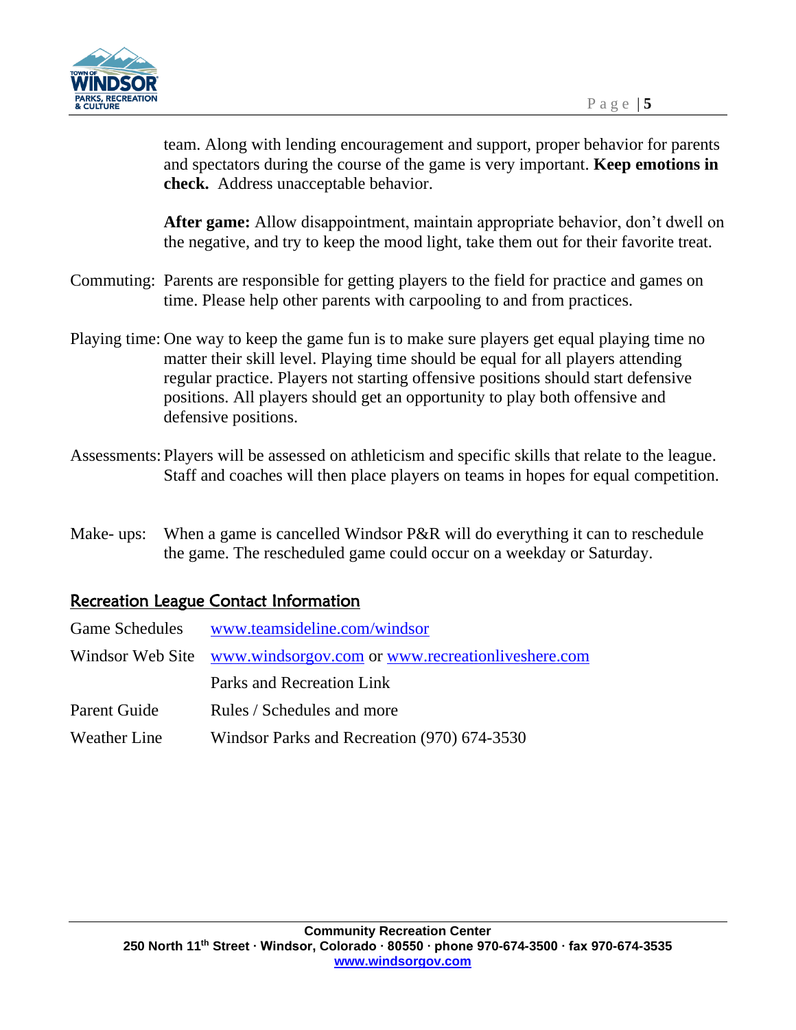team. Along with lending encouragement and support, proper behavior for parents and spectators during the course of the game is very important. **Keep emotions in check.** Address unacceptable behavior.

**After game:** Allow disappointment, maintain appropriate behavior, don't dwell on the negative, and try to keep the mood light, take them out for their favorite treat.

Commuting: Parents are responsible for getting players to the field for practice and games on time. Please help other parents with carpooling to and from practices.

Playing time: One way to keep the game fun is to make sure players get equal playing time no matter their skill level. Playing time should be equal for all players attending regular practice. Players not starting offensive positions should start defensive positions. All players should get an opportunity to play both offensive and defensive positions.

Assessments: Players will be assessed on athleticism and specific skills that relate to the league. Staff and coaches will then place players on teams in hopes for equal competition.

Make- ups: When a game is cancelled Windsor P&R will do everything it can to reschedule the game. The rescheduled game could occur on a weekday or Saturday.

## Recreation League Contact Information

| | |
|---|---|
| Game Schedules | www.teamsideline.com/windsor |
| Windsor Web Site | www.windsorgov.com or www.recreationliveshere.com |
| | Parks and Recreation Link |
| Parent Guide | Rules / Schedules and more |
| Weather Line | Windsor Parks and Recreation (970) 674-3530 |

**Community Recreation Center**
**250 North 11th Street · Windsor, Colorado · 80550 · phone 970-674-3500 · fax 970-674-3535**
**www.windsorgov.com**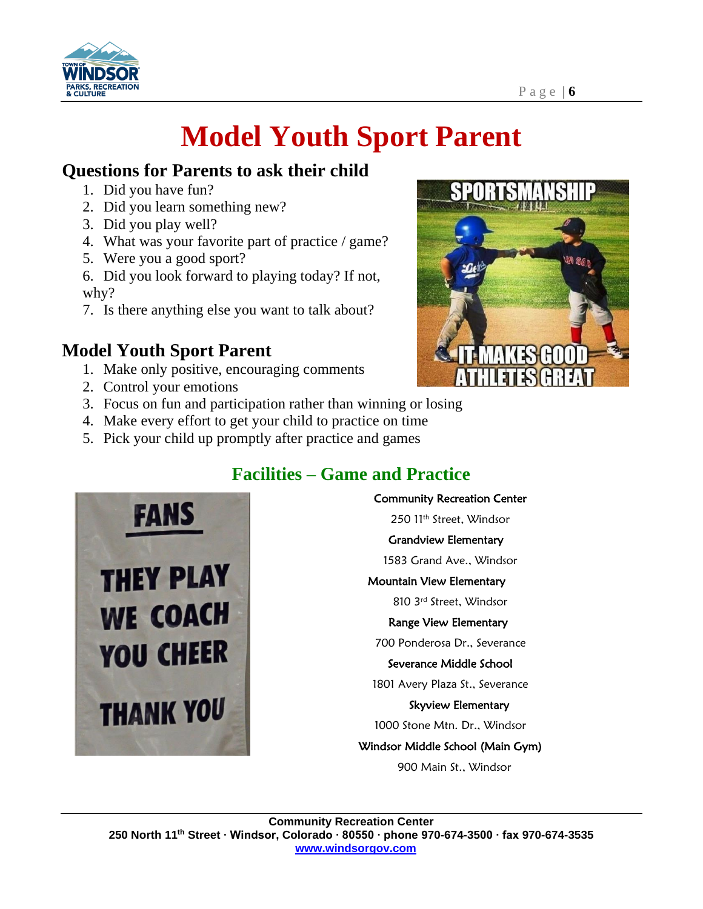# Model Youth Sport Parent

## Questions for Parents to ask their child

1. Did you have fun?
2. Did you learn something new?
3. Did you play well?
4. What was your favorite part of practice / game?
5. Were you a good sport?
6. Did you look forward to playing today? If not, why?
7. Is there anything else you want to talk about?

## Model Youth Sport Parent

1. Make only positive, encouraging comments
2. Control your emotions
3. Focus on fun and participation rather than winning or losing
4. Make every effort to get your child to practice on time
5. Pick your child up promptly after practice and games

## Facilities – Game and Practice

**Community Recreation Center**
250 11th Street, Windsor

**Grandview Elementary**
1583 Grand Ave., Windsor

**Mountain View Elementary**
810 3rd Street, Windsor

**Range View Elementary**
700 Ponderosa Dr., Severance

**Severance Middle School**
1801 Avery Plaza St., Severance

**Skyview Elementary**
1000 Stone Mtn. Dr., Windsor

**Windsor Middle School (Main Gym)**
900 Main St., Windsor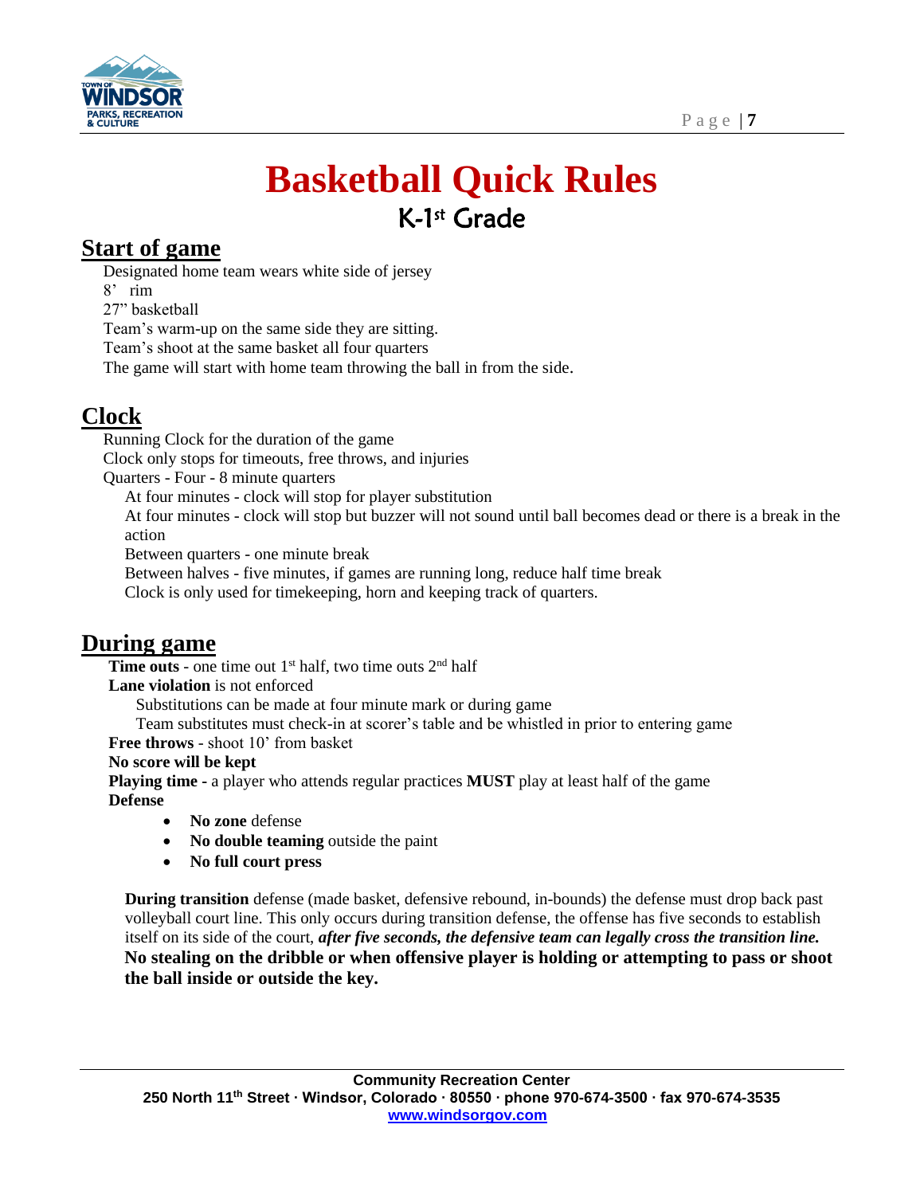# Basketball Quick Rules

## K-1st Grade

## Start of game

Designated home team wears white side of jersey
8' rim
27" basketball
Team's warm-up on the same side they are sitting.
Team's shoot at the same basket all four quarters
The game will start with home team throwing the ball in from the side.

## Clock

Running Clock for the duration of the game
Clock only stops for timeouts, free throws, and injuries
Quarters - Four - 8 minute quarters

- At four minutes - clock will stop for player substitution
- At four minutes - clock will stop but buzzer will not sound until ball becomes dead or there is a break in the action
- Between quarters - one minute break
- Between halves - five minutes, if games are running long, reduce half time break
- Clock is only used for timekeeping, horn and keeping track of quarters.

## During game

**Time outs** - one time out 1st half, two time outs 2nd half
**Lane violation** is not enforced

- Substitutions can be made at four minute mark or during game
- Team substitutes must check-in at scorer's table and be whistled in prior to entering game

**Free throws** - shoot 10' from basket
**No score will be kept**
**Playing time -** a player who attends regular practices **MUST** play at least half of the game
**Defense**

- **No zone** defense
- **No double teaming** outside the paint
- **No full court press**

**During transition** defense (made basket, defensive rebound, in-bounds) the defense must drop back past volleyball court line. This only occurs during transition defense, the offense has five seconds to establish itself on its side of the court, ***after five seconds, the defensive team can legally cross the transition line.***
**No stealing on the dribble or when offensive player is holding or attempting to pass or shoot the ball inside or outside the key.**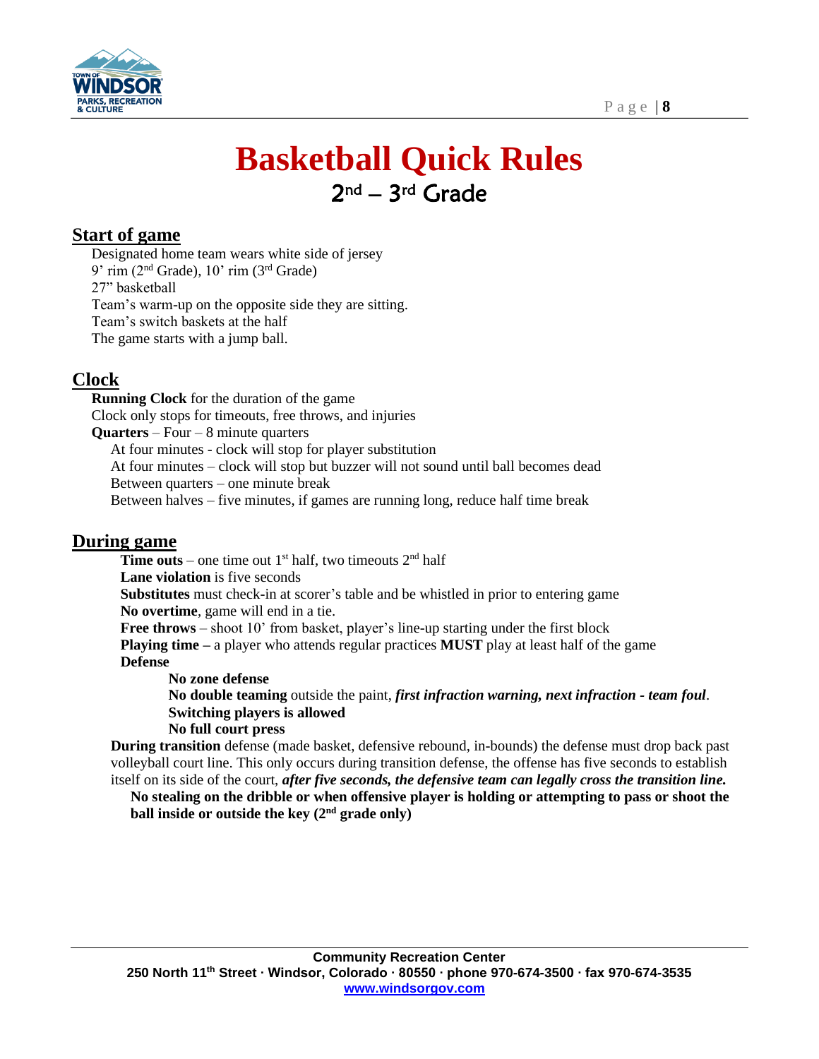# Basketball Quick Rules

## 2nd – 3rd Grade

### Start of game

Designated home team wears white side of jersey
9' rim (2nd Grade), 10' rim (3rd Grade)
27" basketball
Team's warm-up on the opposite side they are sitting.
Team's switch baskets at the half
The game starts with a jump ball.

### Clock

**Running Clock** for the duration of the game
Clock only stops for timeouts, free throws, and injuries
**Quarters** – Four – 8 minute quarters

- At four minutes - clock will stop for player substitution
- At four minutes – clock will stop but buzzer will not sound until ball becomes dead
- Between quarters – one minute break
- Between halves – five minutes, if games are running long, reduce half time break

### During game

**Time outs** – one time out 1st half, two timeouts 2nd half
**Lane violation** is five seconds
**Substitutes** must check-in at scorer's table and be whistled in prior to entering game
**No overtime**, game will end in a tie.
**Free throws** – shoot 10' from basket, player's line-up starting under the first block
**Playing time –** a player who attends regular practices **MUST** play at least half of the game
**Defense**

- **No zone defense**
- **No double teaming** outside the paint, ***first infraction warning, next infraction - team foul***.
- **Switching players is allowed**
- **No full court press**

**During transition** defense (made basket, defensive rebound, in-bounds) the defense must drop back past volleyball court line. This only occurs during transition defense, the offense has five seconds to establish itself on its side of the court, ***after five seconds, the defensive team can legally cross the transition line.***

**No stealing on the dribble or when offensive player is holding or attempting to pass or shoot the ball inside or outside the key (2nd grade only)**

Community Recreation Center
250 North 11th Street · Windsor, Colorado · 80550 · phone 970-674-3500 · fax 970-674-3535
www.windsorgov.com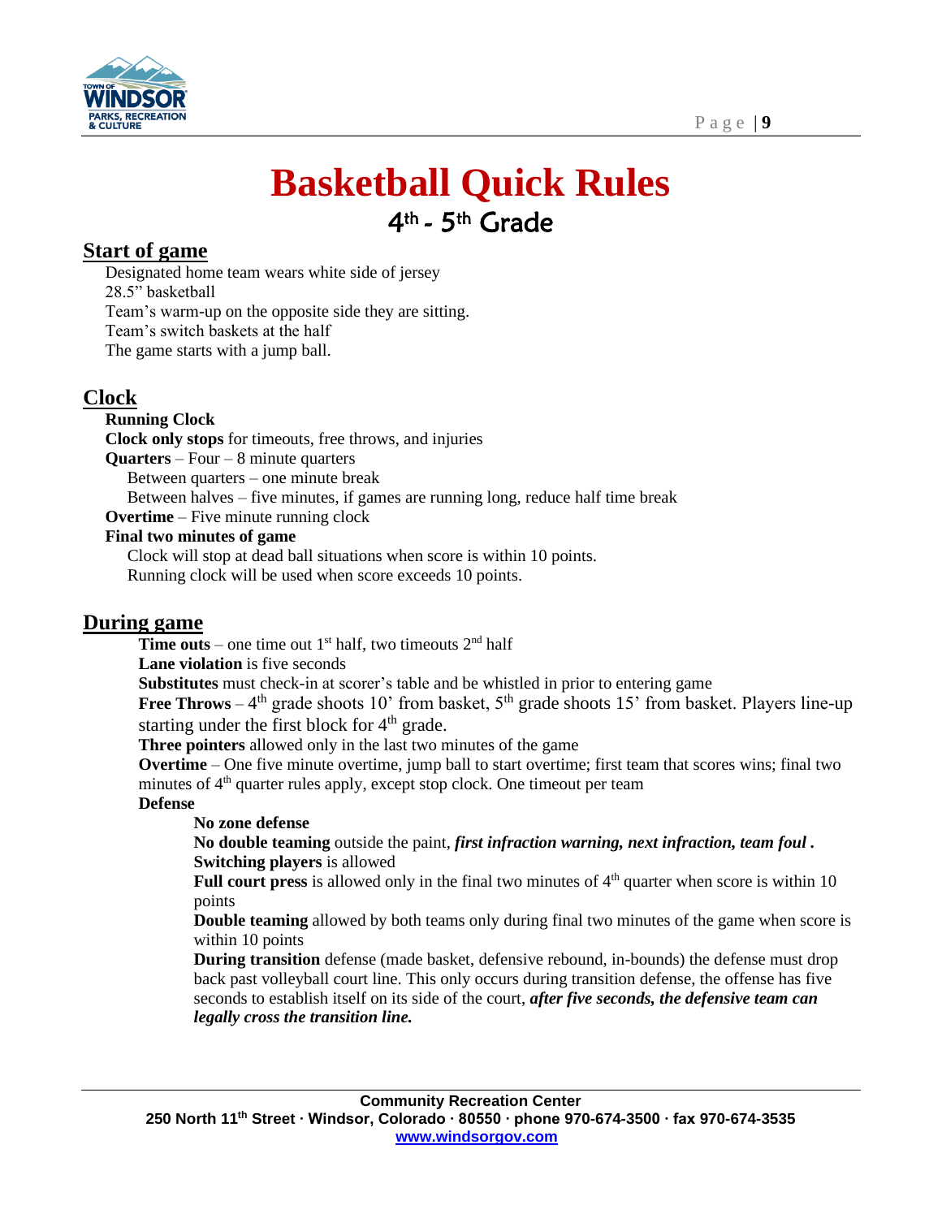# Basketball Quick Rules

## 4th - 5th Grade

### Start of game

Designated home team wears white side of jersey
28.5" basketball
Team's warm-up on the opposite side they are sitting.
Team's switch baskets at the half
The game starts with a jump ball.

### Clock

**Running Clock**
**Clock only stops** for timeouts, free throws, and injuries
**Quarters** – Four – 8 minute quarters
- Between quarters – one minute break
- Between halves – five minutes, if games are running long, reduce half time break

**Overtime** – Five minute running clock
**Final two minutes of game**
- Clock will stop at dead ball situations when score is within 10 points.
- Running clock will be used when score exceeds 10 points.

### During game

**Time outs** – one time out 1st half, two timeouts 2nd half
**Lane violation** is five seconds
**Substitutes** must check-in at scorer's table and be whistled in prior to entering game
**Free Throws** – 4th grade shoots 10' from basket, 5th grade shoots 15' from basket. Players line-up starting under the first block for 4th grade.
**Three pointers** allowed only in the last two minutes of the game
**Overtime** – One five minute overtime, jump ball to start overtime; first team that scores wins; final two minutes of 4th quarter rules apply, except stop clock. One timeout per team
**Defense**
- **No zone defense**
- **No double teaming** outside the paint, ***first infraction warning, next infraction, team foul .***
- **Switching players** is allowed
- **Full court press** is allowed only in the final two minutes of 4th quarter when score is within 10 points
- **Double teaming** allowed by both teams only during final two minutes of the game when score is within 10 points
- **During transition** defense (made basket, defensive rebound, in-bounds) the defense must drop back past volleyball court line. This only occurs during transition defense, the offense has five seconds to establish itself on its side of the court, ***after five seconds, the defensive team can legally cross the transition line.***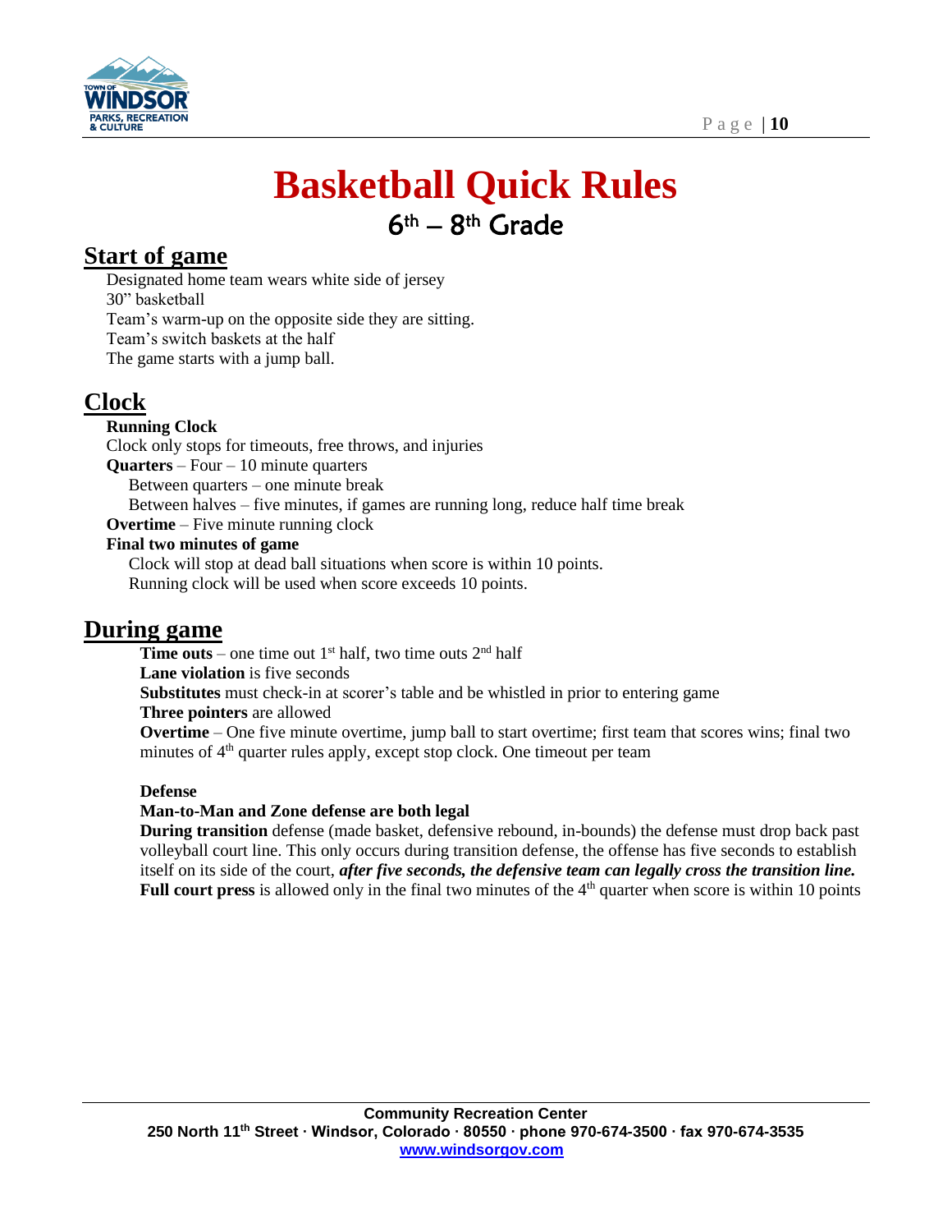# Basketball Quick Rules

## 6th – 8th Grade

## Start of game

Designated home team wears white side of jersey
30" basketball
Team's warm-up on the opposite side they are sitting.
Team's switch baskets at the half
The game starts with a jump ball.

## Clock

**Running Clock**
Clock only stops for timeouts, free throws, and injuries
**Quarters** – Four – 10 minute quarters
Between quarters – one minute break
Between halves – five minutes, if games are running long, reduce half time break
**Overtime** – Five minute running clock
**Final two minutes of game**
Clock will stop at dead ball situations when score is within 10 points.
Running clock will be used when score exceeds 10 points.

## During game

**Time outs** – one time out 1st half, two time outs 2nd half
**Lane violation** is five seconds
**Substitutes** must check-in at scorer's table and be whistled in prior to entering game
**Three pointers** are allowed
**Overtime** – One five minute overtime, jump ball to start overtime; first team that scores wins; final two minutes of 4th quarter rules apply, except stop clock. One timeout per team

**Defense**
**Man-to-Man and Zone defense are both legal**
**During transition** defense (made basket, defensive rebound, in-bounds) the defense must drop back past volleyball court line. This only occurs during transition defense, the offense has five seconds to establish itself on its side of the court, ***after five seconds, the defensive team can legally cross the transition line.***
**Full court press** is allowed only in the final two minutes of the 4th quarter when score is within 10 points

**Community Recreation Center**
**250 North 11th Street · Windsor, Colorado · 80550 · phone 970-674-3500 · fax 970-674-3535**
**www.windsorgov.com**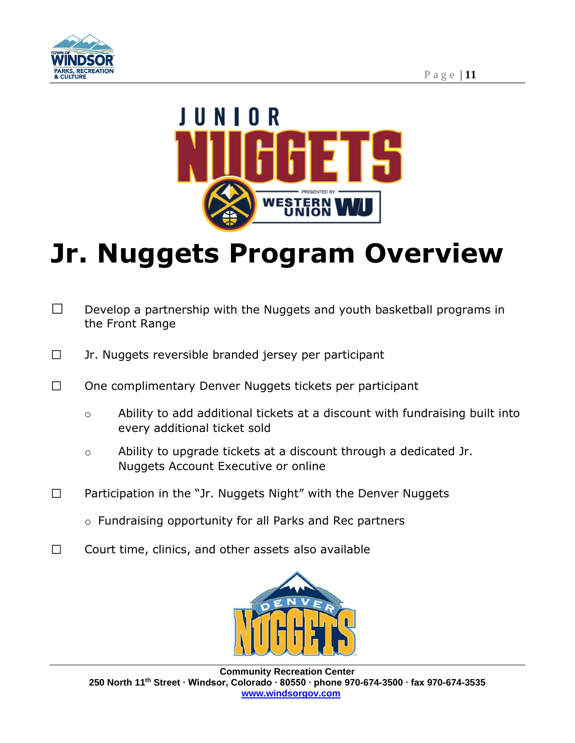# Jr. Nuggets Program Overview

- ☐ Develop a partnership with the Nuggets and youth basketball programs in the Front Range
- ☐ Jr. Nuggets reversible branded jersey per participant
- ☐ One complimentary Denver Nuggets tickets per participant
  - Ability to add additional tickets at a discount with fundraising built into every additional ticket sold
  - Ability to upgrade tickets at a discount through a dedicated Jr. Nuggets Account Executive or online
- ☐ Participation in the "Jr. Nuggets Night" with the Denver Nuggets
  - Fundraising opportunity for all Parks and Rec partners
- ☐ Court time, clinics, and other assets also available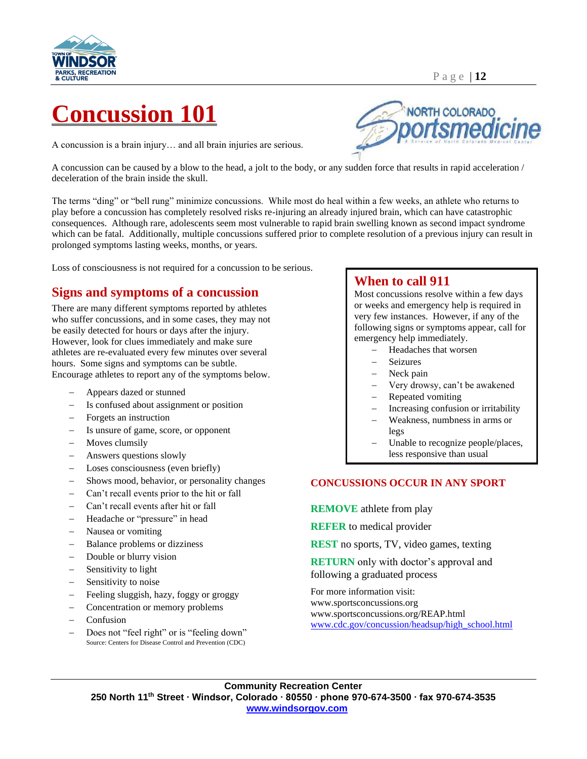# Concussion 101

A concussion is a brain injury… and all brain injuries are serious.

A concussion can be caused by a blow to the head, a jolt to the body, or any sudden force that results in rapid acceleration / deceleration of the brain inside the skull.

The terms "ding" or "bell rung" minimize concussions. While most do heal within a few weeks, an athlete who returns to play before a concussion has completely resolved risks re-injuring an already injured brain, which can have catastrophic consequences. Although rare, adolescents seem most vulnerable to rapid brain swelling known as second impact syndrome which can be fatal. Additionally, multiple concussions suffered prior to complete resolution of a previous injury can result in prolonged symptoms lasting weeks, months, or years.

Loss of consciousness is not required for a concussion to be serious.

## Signs and symptoms of a concussion

There are many different symptoms reported by athletes who suffer concussions, and in some cases, they may not be easily detected for hours or days after the injury. However, look for clues immediately and make sure athletes are re-evaluated every few minutes over several hours. Some signs and symptoms can be subtle. Encourage athletes to report any of the symptoms below.

- Appears dazed or stunned
- Is confused about assignment or position
- Forgets an instruction
- Is unsure of game, score, or opponent
- Moves clumsily
- Answers questions slowly
- Loses consciousness (even briefly)
- Shows mood, behavior, or personality changes
- Can't recall events prior to the hit or fall
- Can't recall events after hit or fall
- Headache or "pressure" in head
- Nausea or vomiting
- Balance problems or dizziness
- Double or blurry vision
- Sensitivity to light
- Sensitivity to noise
- Feeling sluggish, hazy, foggy or groggy
- Concentration or memory problems
- Confusion
- Does not "feel right" or is "feeling down"

Source: Centers for Disease Control and Prevention (CDC)

## When to call 911

Most concussions resolve within a few days or weeks and emergency help is required in very few instances. However, if any of the following signs or symptoms appear, call for emergency help immediately.

- Headaches that worsen
- Seizures
- Neck pain
- Very drowsy, can't be awakened
- Repeated vomiting
- Increasing confusion or irritability
- Weakness, numbness in arms or legs
- Unable to recognize people/places, less responsive than usual

**CONCUSSIONS OCCUR IN ANY SPORT**

**REMOVE** athlete from play

**REFER** to medical provider

**REST** no sports, TV, video games, texting

**RETURN** only with doctor's approval and following a graduated process

For more information visit:
www.sportsconcussions.org
www.sportsconcussions.org/REAP.html
www.cdc.gov/concussion/headsup/high_school.html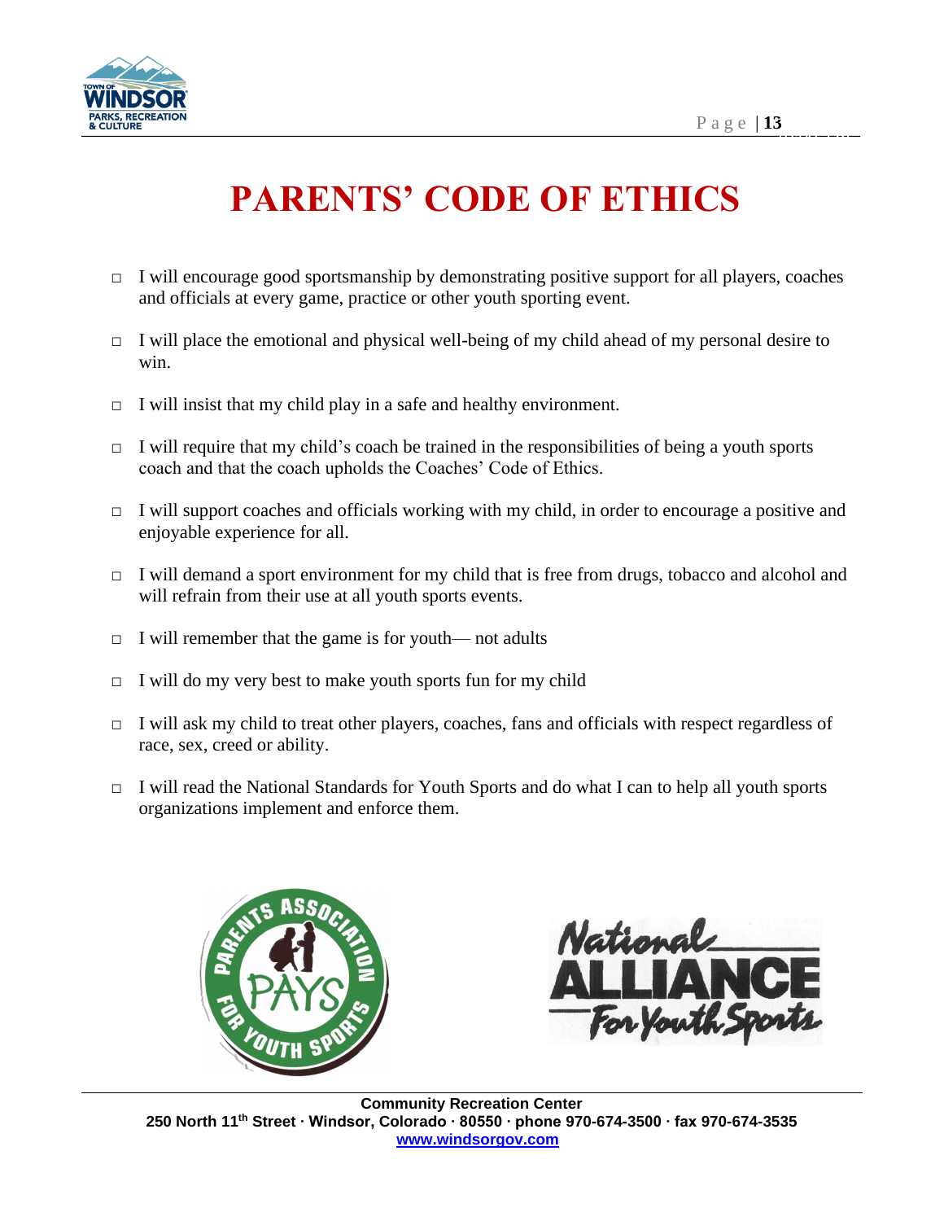# PARENTS' CODE OF ETHICS

- ☐ I will encourage good sportsmanship by demonstrating positive support for all players, coaches and officials at every game, practice or other youth sporting event.
- ☐ I will place the emotional and physical well-being of my child ahead of my personal desire to win.
- ☐ I will insist that my child play in a safe and healthy environment.
- ☐ I will require that my child's coach be trained in the responsibilities of being a youth sports coach and that the coach upholds the Coaches' Code of Ethics.
- ☐ I will support coaches and officials working with my child, in order to encourage a positive and enjoyable experience for all.
- ☐ I will demand a sport environment for my child that is free from drugs, tobacco and alcohol and will refrain from their use at all youth sports events.
- ☐ I will remember that the game is for youth— not adults
- ☐ I will do my very best to make youth sports fun for my child
- ☐ I will ask my child to treat other players, coaches, fans and officials with respect regardless of race, sex, creed or ability.
- ☐ I will read the National Standards for Youth Sports and do what I can to help all youth sports organizations implement and enforce them.

**Community Recreation Center**
**250 North 11th Street · Windsor, Colorado · 80550 · phone 970-674-3500 · fax 970-674-3535**
**www.windsorgov.com**